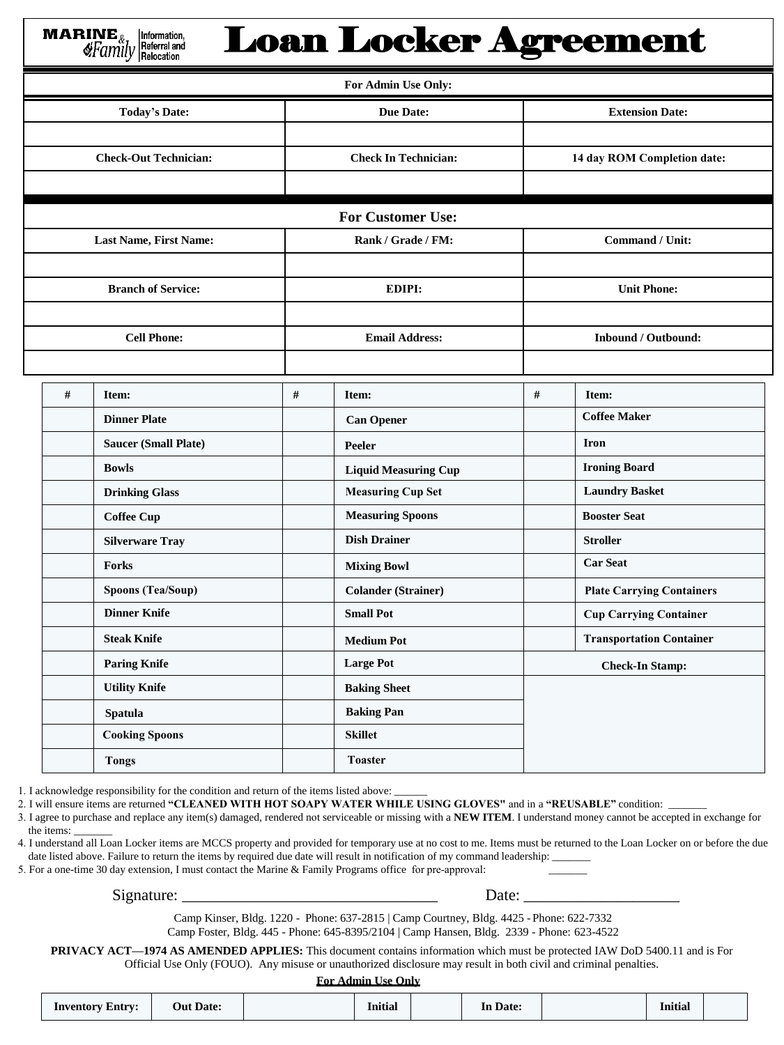MARINE & Family | Information, Referral and Relocation

# Loan Locker Agreement

| For Admin Use Only: | | |
|---|---|---|
| **Today's Date:** | **Due Date:** | **Extension Date:** |
| | | |
| **Check-Out Technician:** | **Check In Technician:** | **14 day ROM Completion date:** |
| | | |

| For Customer Use: | | |
|---|---|---|
| **Last Name, First Name:** | **Rank / Grade / FM:** | **Command / Unit:** |
| | | |
| **Branch of Service:** | **EDIPI:** | **Unit Phone:** |
| | | |
| **Cell Phone:** | **Email Address:** | **Inbound / Outbound:** |
| | | |

| # | Item: | # | Item: | # | Item: |
|---|---|---|---|---|---|
| | **Dinner Plate** | | **Can Opener** | | **Coffee Maker** |
| | **Saucer (Small Plate)** | | **Peeler** | | **Iron** |
| | **Bowls** | | **Liquid Measuring Cup** | | **Ironing Board** |
| | **Drinking Glass** | | **Measuring Cup Set** | | **Laundry Basket** |
| | **Coffee Cup** | | **Measuring Spoons** | | **Booster Seat** |
| | **Silverware Tray** | | **Dish Drainer** | | **Stroller** |
| | **Forks** | | **Mixing Bowl** | | **Car Seat** |
| | **Spoons (Tea/Soup)** | | **Colander (Strainer)** | | **Plate Carrying Containers** |
| | **Dinner Knife** | | **Small Pot** | | **Cup Carrying Container** |
| | **Steak Knife** | | **Medium Pot** | | **Transportation Container** |
| | **Paring Knife** | | **Large Pot** | **Check-In Stamp:** | |
| | **Utility Knife** | | **Baking Sheet** | | |
| | **Spatula** | | **Baking Pan** | | |
| | **Cooking Spoons** | | **Skillet** | | |
| | **Tongs** | | **Toaster** | | |

1. I acknowledge responsibility for the condition and return of the items listed above: ______
2. I will ensure items are returned **"CLEANED WITH HOT SOAPY WATER WHILE USING GLOVES"** and in a **"REUSABLE"** condition: _______
3. I agree to purchase and replace any item(s) damaged, rendered not serviceable or missing with a **NEW ITEM**. I understand money cannot be accepted in exchange for the items: _______
4. I understand all Loan Locker items are MCCS property and provided for temporary use at no cost to me. Items must be returned to the Loan Locker on or before the due date listed above. Failure to return the items by required due date will result in notification of my command leadership: _______
5. For a one-time 30 day extension, I must contact the Marine & Family Programs office for pre-approval: _______

Signature: ________________________________ Date: ____________________

Camp Kinser, Bldg. 1220 - Phone: 637-2815 | Camp Courtney, Bldg. 4425 - Phone: 622-7332
Camp Foster, Bldg. 445 - Phone: 645-8395/2104 | Camp Hansen, Bldg. 2339 - Phone: 623-4522

**PRIVACY ACT—1974 AS AMENDED APPLIES:** This document contains information which must be protected IAW DoD 5400.11 and is For Official Use Only (FOUO). Any misuse or unauthorized disclosure may result in both civil and criminal penalties.

**For Admin Use Only**

| **Inventory Entry:** | **Out Date:** | | **Initial** | | **In Date:** | | **Initial** | |
|---|---|---|---|---|---|---|---|---|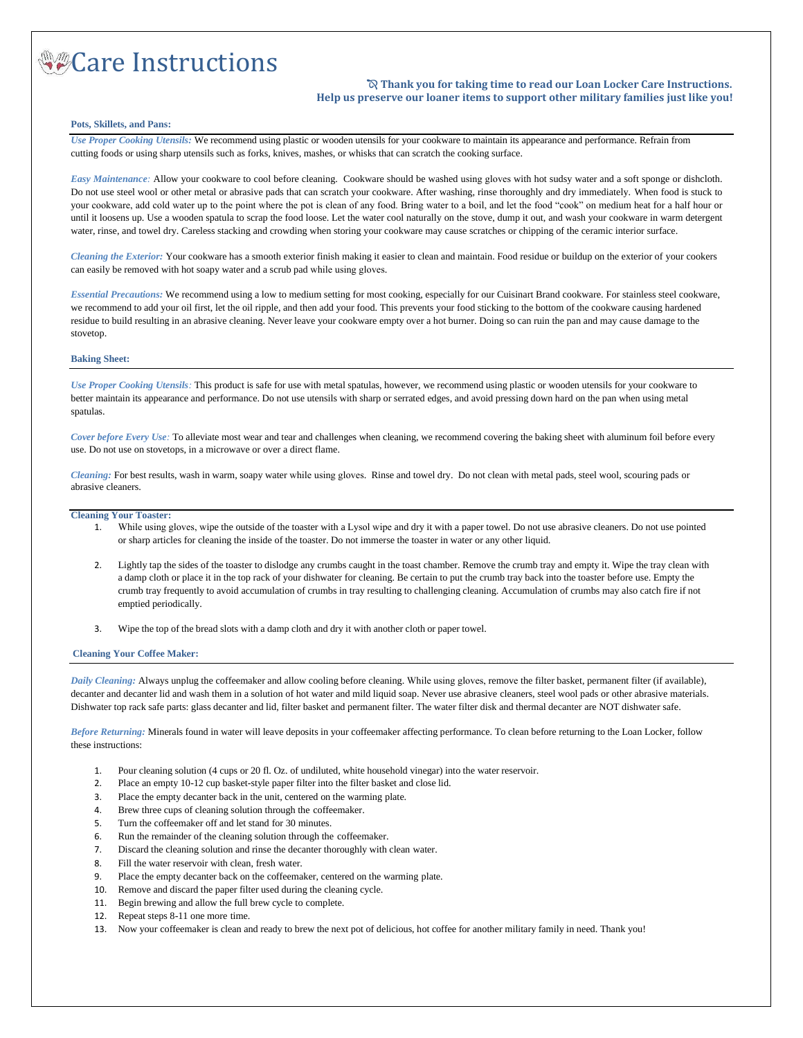# Care Instructions

**Thank you for taking time to read our Loan Locker Care Instructions.**
**Help us preserve our loaner items to support other military families just like you!**

**Pots, Skillets, and Pans:**

*Use Proper Cooking Utensils:* We recommend using plastic or wooden utensils for your cookware to maintain its appearance and performance. Refrain from cutting foods or using sharp utensils such as forks, knives, mashes, or whisks that can scratch the cooking surface.

*Easy Maintenance:* Allow your cookware to cool before cleaning. Cookware should be washed using gloves with hot sudsy water and a soft sponge or dishcloth. Do not use steel wool or other metal or abrasive pads that can scratch your cookware. After washing, rinse thoroughly and dry immediately. When food is stuck to your cookware, add cold water up to the point where the pot is clean of any food. Bring water to a boil, and let the food "cook" on medium heat for a half hour or until it loosens up. Use a wooden spatula to scrap the food loose. Let the water cool naturally on the stove, dump it out, and wash your cookware in warm detergent water, rinse, and towel dry. Careless stacking and crowding when storing your cookware may cause scratches or chipping of the ceramic interior surface.

*Cleaning the Exterior:* Your cookware has a smooth exterior finish making it easier to clean and maintain. Food residue or buildup on the exterior of your cookers can easily be removed with hot soapy water and a scrub pad while using gloves.

*Essential Precautions:* We recommend using a low to medium setting for most cooking, especially for our Cuisinart Brand cookware. For stainless steel cookware, we recommend to add your oil first, let the oil ripple, and then add your food. This prevents your food sticking to the bottom of the cookware causing hardened residue to build resulting in an abrasive cleaning. Never leave your cookware empty over a hot burner. Doing so can ruin the pan and may cause damage to the stovetop.

**Baking Sheet:**

*Use Proper Cooking Utensils:* This product is safe for use with metal spatulas, however, we recommend using plastic or wooden utensils for your cookware to better maintain its appearance and performance. Do not use utensils with sharp or serrated edges, and avoid pressing down hard on the pan when using metal spatulas.

*Cover before Every Use:* To alleviate most wear and tear and challenges when cleaning, we recommend covering the baking sheet with aluminum foil before every use. Do not use on stovetops, in a microwave or over a direct flame.

*Cleaning:* For best results, wash in warm, soapy water while using gloves. Rinse and towel dry. Do not clean with metal pads, steel wool, scouring pads or abrasive cleaners.

**Cleaning Your Toaster:**

1. While using gloves, wipe the outside of the toaster with a Lysol wipe and dry it with a paper towel. Do not use abrasive cleaners. Do not use pointed or sharp articles for cleaning the inside of the toaster. Do not immerse the toaster in water or any other liquid.

2. Lightly tap the sides of the toaster to dislodge any crumbs caught in the toast chamber. Remove the crumb tray and empty it. Wipe the tray clean with a damp cloth or place it in the top rack of your dishwater for cleaning. Be certain to put the crumb tray back into the toaster before use. Empty the crumb tray frequently to avoid accumulation of crumbs in tray resulting to challenging cleaning. Accumulation of crumbs may also catch fire if not emptied periodically.

3. Wipe the top of the bread slots with a damp cloth and dry it with another cloth or paper towel.

**Cleaning Your Coffee Maker:**

*Daily Cleaning:* Always unplug the coffeemaker and allow cooling before cleaning. While using gloves, remove the filter basket, permanent filter (if available), decanter and decanter lid and wash them in a solution of hot water and mild liquid soap. Never use abrasive cleaners, steel wool pads or other abrasive materials. Dishwater top rack safe parts: glass decanter and lid, filter basket and permanent filter. The water filter disk and thermal decanter are NOT dishwater safe.

*Before Returning:* Minerals found in water will leave deposits in your coffeemaker affecting performance. To clean before returning to the Loan Locker, follow these instructions:

1. Pour cleaning solution (4 cups or 20 fl. Oz. of undiluted, white household vinegar) into the water reservoir.
2. Place an empty 10-12 cup basket-style paper filter into the filter basket and close lid.
3. Place the empty decanter back in the unit, centered on the warming plate.
4. Brew three cups of cleaning solution through the coffeemaker.
5. Turn the coffeemaker off and let stand for 30 minutes.
6. Run the remainder of the cleaning solution through the coffeemaker.
7. Discard the cleaning solution and rinse the decanter thoroughly with clean water.
8. Fill the water reservoir with clean, fresh water.
9. Place the empty decanter back on the coffeemaker, centered on the warming plate.
10. Remove and discard the paper filter used during the cleaning cycle.
11. Begin brewing and allow the full brew cycle to complete.
12. Repeat steps 8-11 one more time.
13. Now your coffeemaker is clean and ready to brew the next pot of delicious, hot coffee for another military family in need. Thank you!